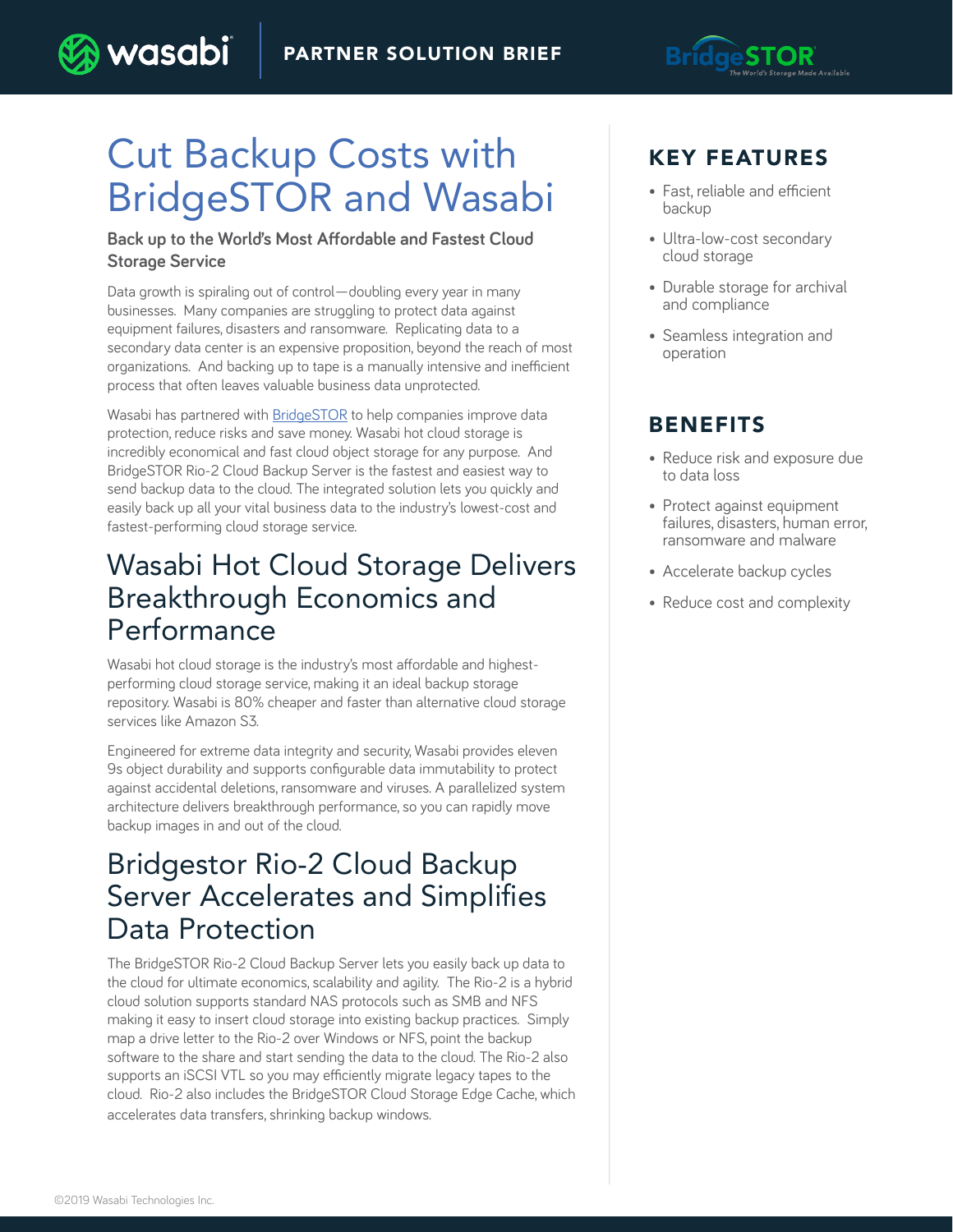PARTNER SOLUTION BRIEF

# Cut Backup Costs with BridgeSTOR and Wasabi

**Back up to the World's Most Affordable and Fastest Cloud Storage Service**

Data growth is spiraling out of control—doubling every year in many businesses. Many companies are struggling to protect data against equipment failures, disasters and ransomware. Replicating data to a secondary data center is an expensive proposition, beyond the reach of most organizations. And backing up to tape is a manually intensive and inefficient process that often leaves valuable business data unprotected.

Wasabi has partnered with BridgeSTOR to help companies improve data protection, reduce risks and save money. Wasabi hot cloud storage is incredibly economical and fast cloud object storage for any purpose. And BridgeSTOR Rio-2 Cloud Backup Server is the fastest and easiest way to send backup data to the cloud. The integrated solution lets you quickly and easily back up all your vital business data to the industry's lowest-cost and fastest-performing cloud storage service.

## Wasabi Hot Cloud Storage Delivers Breakthrough Economics and Performance

Wasabi hot cloud storage is the industry's most affordable and highest-performing cloud storage service, making it an ideal backup storage repository. Wasabi is 80% cheaper and faster than alternative cloud storage services like Amazon S3.

Engineered for extreme data integrity and security, Wasabi provides eleven 9s object durability and supports configurable data immutability to protect against accidental deletions, ransomware and viruses. A parallelized system architecture delivers breakthrough performance, so you can rapidly move backup images in and out of the cloud.

## Bridgestor Rio-2 Cloud Backup Server Accelerates and Simplifies Data Protection

The BridgeSTOR Rio-2 Cloud Backup Server lets you easily back up data to the cloud for ultimate economics, scalability and agility. The Rio-2 is a hybrid cloud solution supports standard NAS protocols such as SMB and NFS making it easy to insert cloud storage into existing backup practices. Simply map a drive letter to the Rio-2 over Windows or NFS, point the backup software to the share and start sending the data to the cloud. The Rio-2 also supports an iSCSI VTL so you may efficiently migrate legacy tapes to the cloud. Rio-2 also includes the BridgeSTOR Cloud Storage Edge Cache, which accelerates data transfers, shrinking backup windows.

## KEY FEATURES

- Fast, reliable and efficient backup
- Ultra-low-cost secondary cloud storage
- Durable storage for archival and compliance
- Seamless integration and operation

## BENEFITS

- Reduce risk and exposure due to data loss
- Protect against equipment failures, disasters, human error, ransomware and malware
- Accelerate backup cycles
- Reduce cost and complexity

©2019 Wasabi Technologies Inc.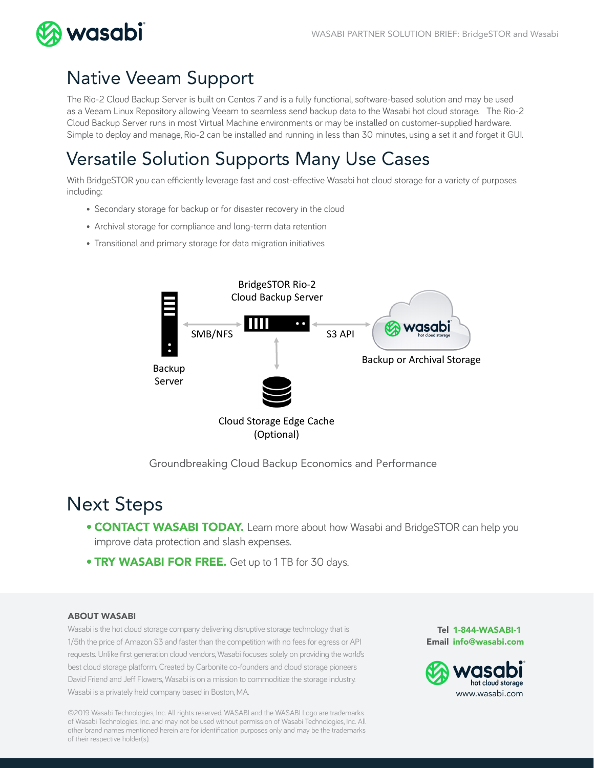## Native Veeam Support

The Rio-2 Cloud Backup Server is built on Centos 7 and is a fully functional, software-based solution and may be used as a Veeam Linux Repository allowing Veeam to seamless send backup data to the Wasabi hot cloud storage. The Rio-2 Cloud Backup Server runs in most Virtual Machine environments or may be installed on customer-supplied hardware. Simple to deploy and manage, Rio-2 can be installed and running in less than 30 minutes, using a set it and forget it GUI.

## Versatile Solution Supports Many Use Cases

With BridgeSTOR you can efficiently leverage fast and cost-effective Wasabi hot cloud storage for a variety of purposes including:

- Secondary storage for backup or for disaster recovery in the cloud
- Archival storage for compliance and long-term data retention
- Transitional and primary storage for data migration initiatives

BridgeSTOR Rio-2 Cloud Backup Server

Backup Server

SMB/NFS

S3 API

wasabi hot cloud storage

Backup or Archival Storage

Cloud Storage Edge Cache (Optional)

Groundbreaking Cloud Backup Economics and Performance

## Next Steps

- **CONTACT WASABI TODAY.** Learn more about how Wasabi and BridgeSTOR can help you improve data protection and slash expenses.
- **TRY WASABI FOR FREE.** Get up to 1 TB for 30 days.

**ABOUT WASABI**

Wasabi is the hot cloud storage company delivering disruptive storage technology that is 1/5th the price of Amazon S3 and faster than the competition with no fees for egress or API requests. Unlike first generation cloud vendors, Wasabi focuses solely on providing the world's best cloud storage platform. Created by Carbonite co-founders and cloud storage pioneers David Friend and Jeff Flowers, Wasabi is on a mission to commoditize the storage industry. Wasabi is a privately held company based in Boston, MA.

©2019 Wasabi Technologies, Inc. All rights reserved. WASABI and the WASABI Logo are trademarks of Wasabi Technologies, Inc. and may not be used without permission of Wasabi Technologies, Inc. All other brand names mentioned herein are for identification purposes only and may be the trademarks of their respective holder(s).

**Tel** 1-844-WASABI-1
**Email** info@wasabi.com

wasabi hot cloud storage
www.wasabi.com